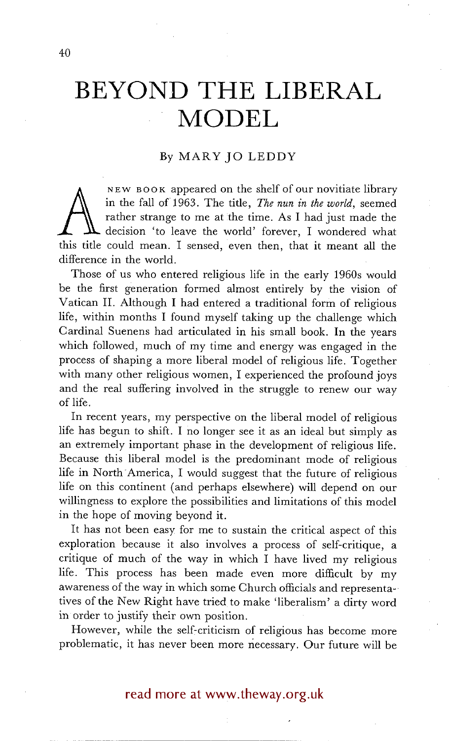# BEYOND THE LIBERAL MODEL

By MARY JO LEDDY

A NEW BOOK appeared on the shelf of our novitiate library in the fall of 1963. The title, *The nun in the world*, seemed rather strange to me at the time. As I had just made the decision 'to leave the world' forever, I wondered what this title could mean. I sensed, even then, that it meant all the difference in the world.

Those of us who entered religious life in the early 1960s would be the first generation formed almost entirely by the vision of Vatican II. Although I had entered a traditional form of religious life, within months I found myself taking up the challenge which Cardinal Suenens had articulated in his small book. In the years which followed, much of my time and energy was engaged in the process of shaping a more liberal model of religious life. Together with many other religious women, I experienced the profound joys and the real suffering involved in the struggle to renew our way of life.

In recent years, my perspective on the liberal model of religious life has begun to shift. I no longer see it as an ideal but simply as an extremely important phase in the development of religious life. Because this liberal model is the predominant mode of religious life in North America, I would suggest that the future of religious life on this continent (and perhaps elsewhere) will depend on our willingness to explore the possibilities and limitations of this model in the hope of moving beyond it.

It has not been easy for me to sustain the critical aspect of this exploration because it also involves a process of self-critique, a critique of much of the way in which I have lived my religious life. This process has been made even more difficult by my awareness of the way in which some Church officials and representatives of the New Right have tried to make 'liberalism' a dirty word in order to justify their own position.

However, while the self-criticism of religious has become more problematic, it has never been more necessary. Our future will be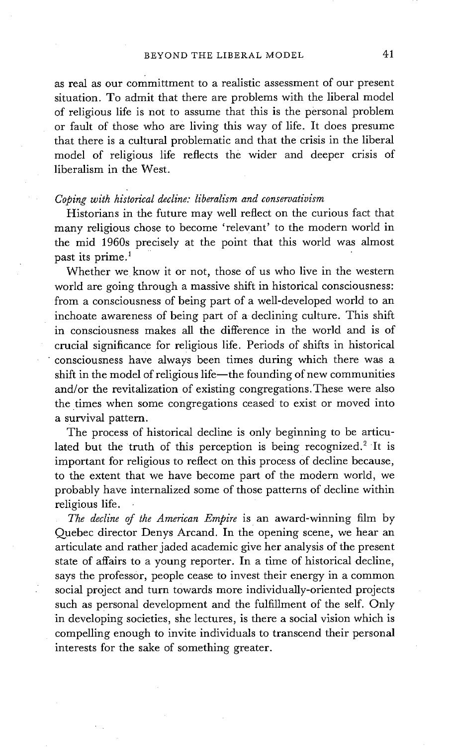as real as our committment to a realistic assessment of our present situation. To admit that there are problems with the liberal model of religious life is not to assume that this is the personal problem or fault of those who are living this way of life. It does presume that there is a cultural problematic and that the crisis in the liberal model of religious life reflects the wider and deeper crisis of liberalism in the West.

*Coping with historical decline: liberalism and conservativism*

Historians in the future may well reflect on the curious fact that many religious chose to become 'relevant' to the modern world in the mid 1960s precisely at the point that this world was almost past its prime.[1]

Whether we know it or not, those of us who live in the western world are going through a massive shift in historical consciousness: from a consciousness of being part of a well-developed world to an inchoate awareness of being part of a declining culture. This shift in consciousness makes all the difference in the world and is of crucial significance for religious life. Periods of shifts in historical consciousness have always been times during which there was a shift in the model of religious life—the founding of new communities and/or the revitalization of existing congregations. These were also the times when some congregations ceased to exist or moved into a survival pattern.

The process of historical decline is only beginning to be articulated but the truth of this perception is being recognized.[2] It is important for religious to reflect on this process of decline because, to the extent that we have become part of the modern world, we probably have internalized some of those patterns of decline within religious life.

*The decline of the American Empire* is an award-winning film by Quebec director Denys Arcand. In the opening scene, we hear an articulate and rather jaded academic give her analysis of the present state of affairs to a young reporter. In a time of historical decline, says the professor, people cease to invest their energy in a common social project and turn towards more individually-oriented projects such as personal development and the fulfillment of the self. Only in developing societies, she lectures, is there a social vision which is compelling enough to invite individuals to transcend their personal interests for the sake of something greater.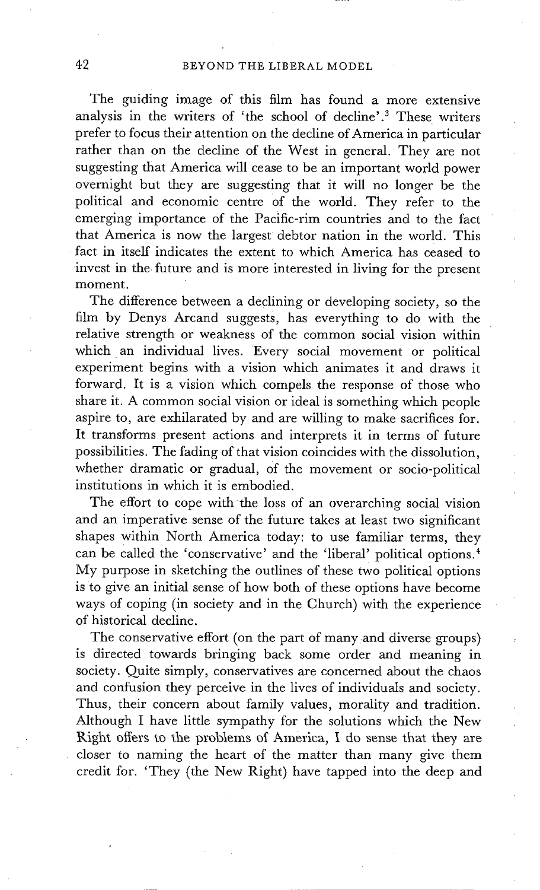The guiding image of this film has found a more extensive analysis in the writers of 'the school of decline'.[3] These writers prefer to focus their attention on the decline of America in particular rather than on the decline of the West in general. They are not suggesting that America will cease to be an important world power overnight but they are suggesting that it will no longer be the political and economic centre of the world. They refer to the emerging importance of the Pacific-rim countries and to the fact that America is now the largest debtor nation in the world. This fact in itself indicates the extent to which America has ceased to invest in the future and is more interested in living for the present moment.

The difference between a declining or developing society, so the film by Denys Arcand suggests, has everything to do with the relative strength or weakness of the common social vision within which an individual lives. Every social movement or political experiment begins with a vision which animates it and draws it forward. It is a vision which compels the response of those who share it. A common social vision or ideal is something which people aspire to, are exhilarated by and are willing to make sacrifices for. It transforms present actions and interprets it in terms of future possibilities. The fading of that vision coincides with the dissolution, whether dramatic or gradual, of the movement or socio-political institutions in which it is embodied.

The effort to cope with the loss of an overarching social vision and an imperative sense of the future takes at least two significant shapes within North America today: to use familiar terms, they can be called the 'conservative' and the 'liberal' political options.[4] My purpose in sketching the outlines of these two political options is to give an initial sense of how both of these options have become ways of coping (in society and in the Church) with the experience of historical decline.

The conservative effort (on the part of many and diverse groups) is directed towards bringing back some order and meaning in society. Quite simply, conservatives are concerned about the chaos and confusion they perceive in the lives of individuals and society. Thus, their concern about family values, morality and tradition. Although I have little sympathy for the solutions which the New Right offers to the problems of America, I do sense that they are closer to naming the heart of the matter than many give them credit for. 'They (the New Right) have tapped into the deep and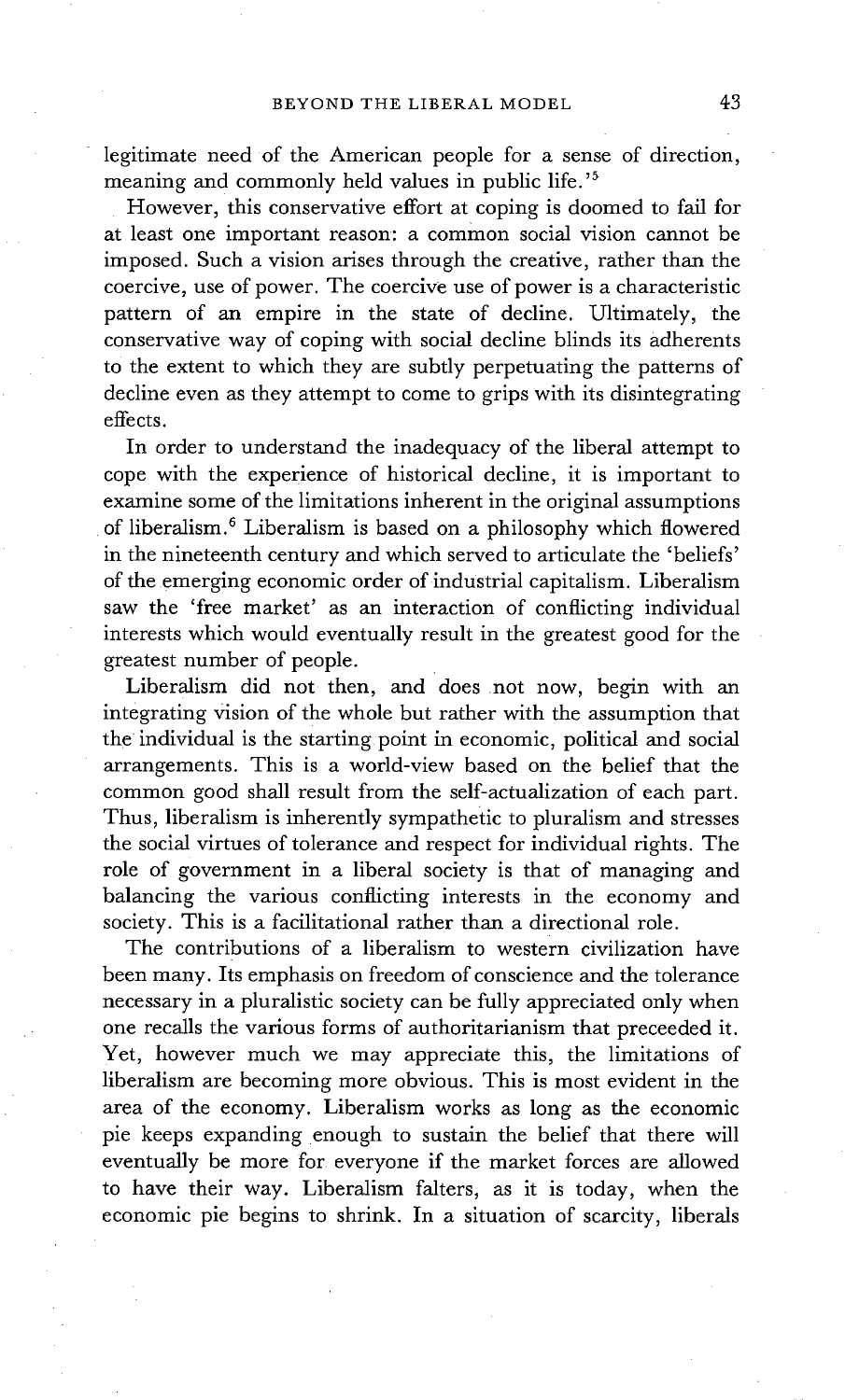legitimate need of the American people for a sense of direction, meaning and commonly held values in public life.'[5]

However, this conservative effort at coping is doomed to fail for at least one important reason: a common social vision cannot be imposed. Such a vision arises through the creative, rather than the coercive, use of power. The coercive use of power is a characteristic pattern of an empire in the state of decline. Ultimately, the conservative way of coping with social decline blinds its adherents to the extent to which they are subtly perpetuating the patterns of decline even as they attempt to come to grips with its disintegrating effects.

In order to understand the inadequacy of the liberal attempt to cope with the experience of historical decline, it is important to examine some of the limitations inherent in the original assumptions of liberalism.[6] Liberalism is based on a philosophy which flowered in the nineteenth century and which served to articulate the 'beliefs' of the emerging economic order of industrial capitalism. Liberalism saw the 'free market' as an interaction of conflicting individual interests which would eventually result in the greatest good for the greatest number of people.

Liberalism did not then, and does not now, begin with an integrating vision of the whole but rather with the assumption that the individual is the starting point in economic, political and social arrangements. This is a world-view based on the belief that the common good shall result from the self-actualization of each part. Thus, liberalism is inherently sympathetic to pluralism and stresses the social virtues of tolerance and respect for individual rights. The role of government in a liberal society is that of managing and balancing the various conflicting interests in the economy and society. This is a facilitational rather than a directional role.

The contributions of a liberalism to western civilization have been many. Its emphasis on freedom of conscience and the tolerance necessary in a pluralistic society can be fully appreciated only when one recalls the various forms of authoritarianism that preceeded it. Yet, however much we may appreciate this, the limitations of liberalism are becoming more obvious. This is most evident in the area of the economy. Liberalism works as long as the economic pie keeps expanding enough to sustain the belief that there will eventually be more for everyone if the market forces are allowed to have their way. Liberalism falters, as it is today, when the economic pie begins to shrink. In a situation of scarcity, liberals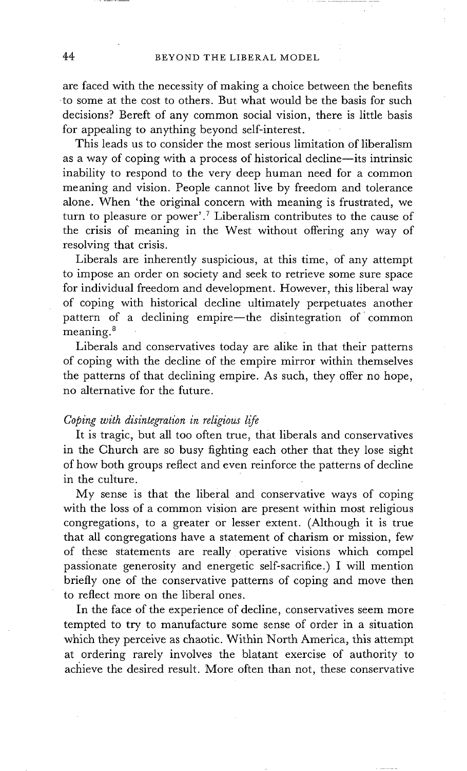are faced with the necessity of making a choice between the benefits to some at the cost to others. But what would be the basis for such decisions? Bereft of any common social vision, there is little basis for appealing to anything beyond self-interest.

This leads us to consider the most serious limitation of liberalism as a way of coping with a process of historical decline—its intrinsic inability to respond to the very deep human need for a common meaning and vision. People cannot live by freedom and tolerance alone. When 'the original concern with meaning is frustrated, we turn to pleasure or power'.[7] Liberalism contributes to the cause of the crisis of meaning in the West without offering any way of resolving that crisis.

Liberals are inherently suspicious, at this time, of any attempt to impose an order on society and seek to retrieve some sure space for individual freedom and development. However, this liberal way of coping with historical decline ultimately perpetuates another pattern of a declining empire—the disintegration of common meaning.[8]

Liberals and conservatives today are alike in that their patterns of coping with the decline of the empire mirror within themselves the patterns of that declining empire. As such, they offer no hope, no alternative for the future.

*Coping with disintegration in religious life*

It is tragic, but all too often true, that liberals and conservatives in the Church are so busy fighting each other that they lose sight of how both groups reflect and even reinforce the patterns of decline in the culture.

My sense is that the liberal and conservative ways of coping with the loss of a common vision are present within most religious congregations, to a greater or lesser extent. (Although it is true that all congregations have a statement of charism or mission, few of these statements are really operative visions which compel passionate generosity and energetic self-sacrifice.) I will mention briefly one of the conservative patterns of coping and move then to reflect more on the liberal ones.

In the face of the experience of decline, conservatives seem more tempted to try to manufacture some sense of order in a situation which they perceive as chaotic. Within North America, this attempt at ordering rarely involves the blatant exercise of authority to achieve the desired result. More often than not, these conservative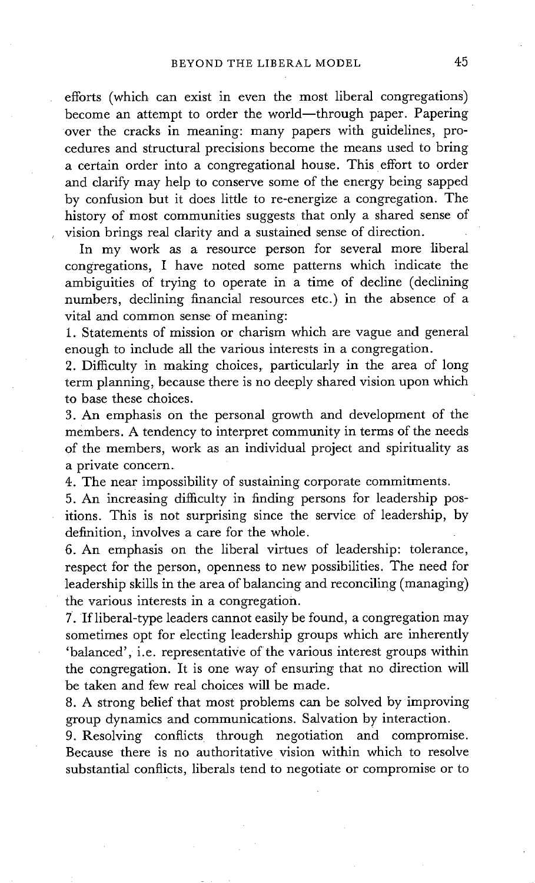efforts (which can exist in even the most liberal congregations) become an attempt to order the world—through paper. Papering over the cracks in meaning: many papers with guidelines, procedures and structural precisions become the means used to bring a certain order into a congregational house. This effort to order and clarify may help to conserve some of the energy being sapped by confusion but it does little to re-energize a congregation. The history of most communities suggests that only a shared sense of vision brings real clarity and a sustained sense of direction.

In my work as a resource person for several more liberal congregations, I have noted some patterns which indicate the ambiguities of trying to operate in a time of decline (declining numbers, declining financial resources etc.) in the absence of a vital and common sense of meaning:

1. Statements of mission or charism which are vague and general enough to include all the various interests in a congregation.
2. Difficulty in making choices, particularly in the area of long term planning, because there is no deeply shared vision upon which to base these choices.
3. An emphasis on the personal growth and development of the members. A tendency to interpret community in terms of the needs of the members, work as an individual project and spirituality as a private concern.
4. The near impossibility of sustaining corporate commitments.
5. An increasing difficulty in finding persons for leadership positions. This is not surprising since the service of leadership, by definition, involves a care for the whole.
6. An emphasis on the liberal virtues of leadership: tolerance, respect for the person, openness to new possibilities. The need for leadership skills in the area of balancing and reconciling (managing) the various interests in a congregation.
7. If liberal-type leaders cannot easily be found, a congregation may sometimes opt for electing leadership groups which are inherently 'balanced', i.e. representative of the various interest groups within the congregation. It is one way of ensuring that no direction will be taken and few real choices will be made.
8. A strong belief that most problems can be solved by improving group dynamics and communications. Salvation by interaction.
9. Resolving conflicts through negotiation and compromise. Because there is no authoritative vision within which to resolve substantial conflicts, liberals tend to negotiate or compromise or to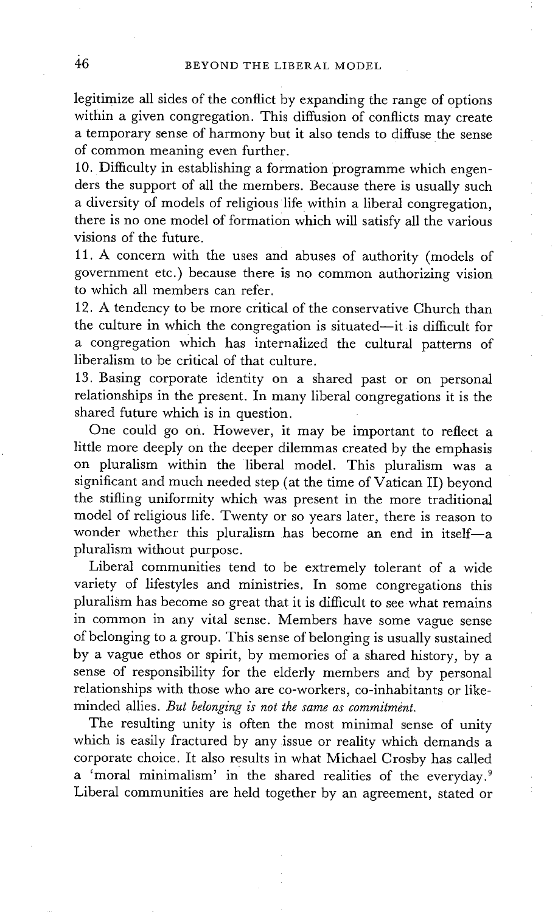legitimize all sides of the conflict by expanding the range of options within a given congregation. This diffusion of conflicts may create a temporary sense of harmony but it also tends to diffuse the sense of common meaning even further.

10. Difficulty in establishing a formation programme which engenders the support of all the members. Because there is usually such a diversity of models of religious life within a liberal congregation, there is no one model of formation which will satisfy all the various visions of the future.

11. A concern with the uses and abuses of authority (models of government etc.) because there is no common authorizing vision to which all members can refer.

12. A tendency to be more critical of the conservative Church than the culture in which the congregation is situated—it is difficult for a congregation which has internalized the cultural patterns of liberalism to be critical of that culture.

13. Basing corporate identity on a shared past or on personal relationships in the present. In many liberal congregations it is the shared future which is in question.

One could go on. However, it may be important to reflect a little more deeply on the deeper dilemmas created by the emphasis on pluralism within the liberal model. This pluralism was a significant and much needed step (at the time of Vatican II) beyond the stifling uniformity which was present in the more traditional model of religious life. Twenty or so years later, there is reason to wonder whether this pluralism has become an end in itself—a pluralism without purpose.

Liberal communities tend to be extremely tolerant of a wide variety of lifestyles and ministries. In some congregations this pluralism has become so great that it is difficult to see what remains in common in any vital sense. Members have some vague sense of belonging to a group. This sense of belonging is usually sustained by a vague ethos or spirit, by memories of a shared history, by a sense of responsibility for the elderly members and by personal relationships with those who are co-workers, co-inhabitants or like-minded allies. *But belonging is not the same as commitment.*

The resulting unity is often the most minimal sense of unity which is easily fractured by any issue or reality which demands a corporate choice. It also results in what Michael Crosby has called a 'moral minimalism' in the shared realities of the everyday.[9] Liberal communities are held together by an agreement, stated or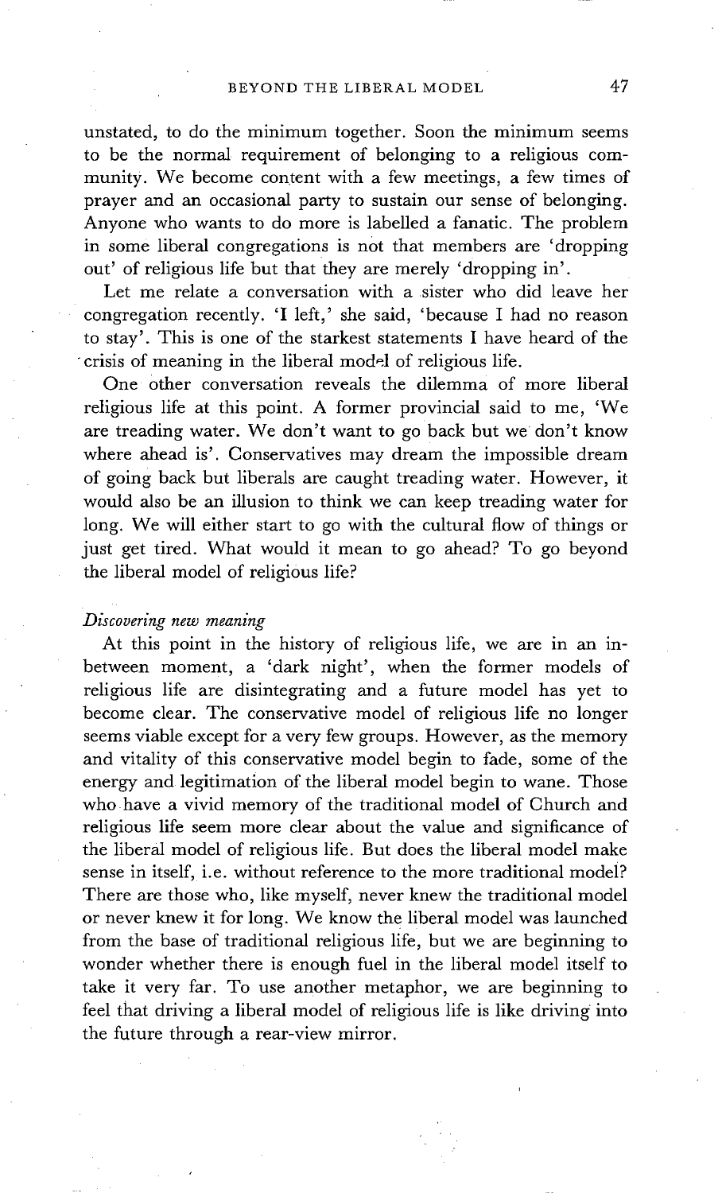unstated, to do the minimum together. Soon the minimum seems to be the normal requirement of belonging to a religious community. We become content with a few meetings, a few times of prayer and an occasional party to sustain our sense of belonging. Anyone who wants to do more is labelled a fanatic. The problem in some liberal congregations is not that members are 'dropping out' of religious life but that they are merely 'dropping in'.

Let me relate a conversation with a sister who did leave her congregation recently. 'I left,' she said, 'because I had no reason to stay'. This is one of the starkest statements I have heard of the crisis of meaning in the liberal model of religious life.

One other conversation reveals the dilemma of more liberal religious life at this point. A former provincial said to me, 'We are treading water. We don't want to go back but we don't know where ahead is'. Conservatives may dream the impossible dream of going back but liberals are caught treading water. However, it would also be an illusion to think we can keep treading water for long. We will either start to go with the cultural flow of things or just get tired. What would it mean to go ahead? To go beyond the liberal model of religious life?

*Discovering new meaning*

At this point in the history of religious life, we are in an in-between moment, a 'dark night', when the former models of religious life are disintegrating and a future model has yet to become clear. The conservative model of religious life no longer seems viable except for a very few groups. However, as the memory and vitality of this conservative model begin to fade, some of the energy and legitimation of the liberal model begin to wane. Those who have a vivid memory of the traditional model of Church and religious life seem more clear about the value and significance of the liberal model of religious life. But does the liberal model make sense in itself, i.e. without reference to the more traditional model? There are those who, like myself, never knew the traditional model or never knew it for long. We know the liberal model was launched from the base of traditional religious life, but we are beginning to wonder whether there is enough fuel in the liberal model itself to take it very far. To use another metaphor, we are beginning to feel that driving a liberal model of religious life is like driving into the future through a rear-view mirror.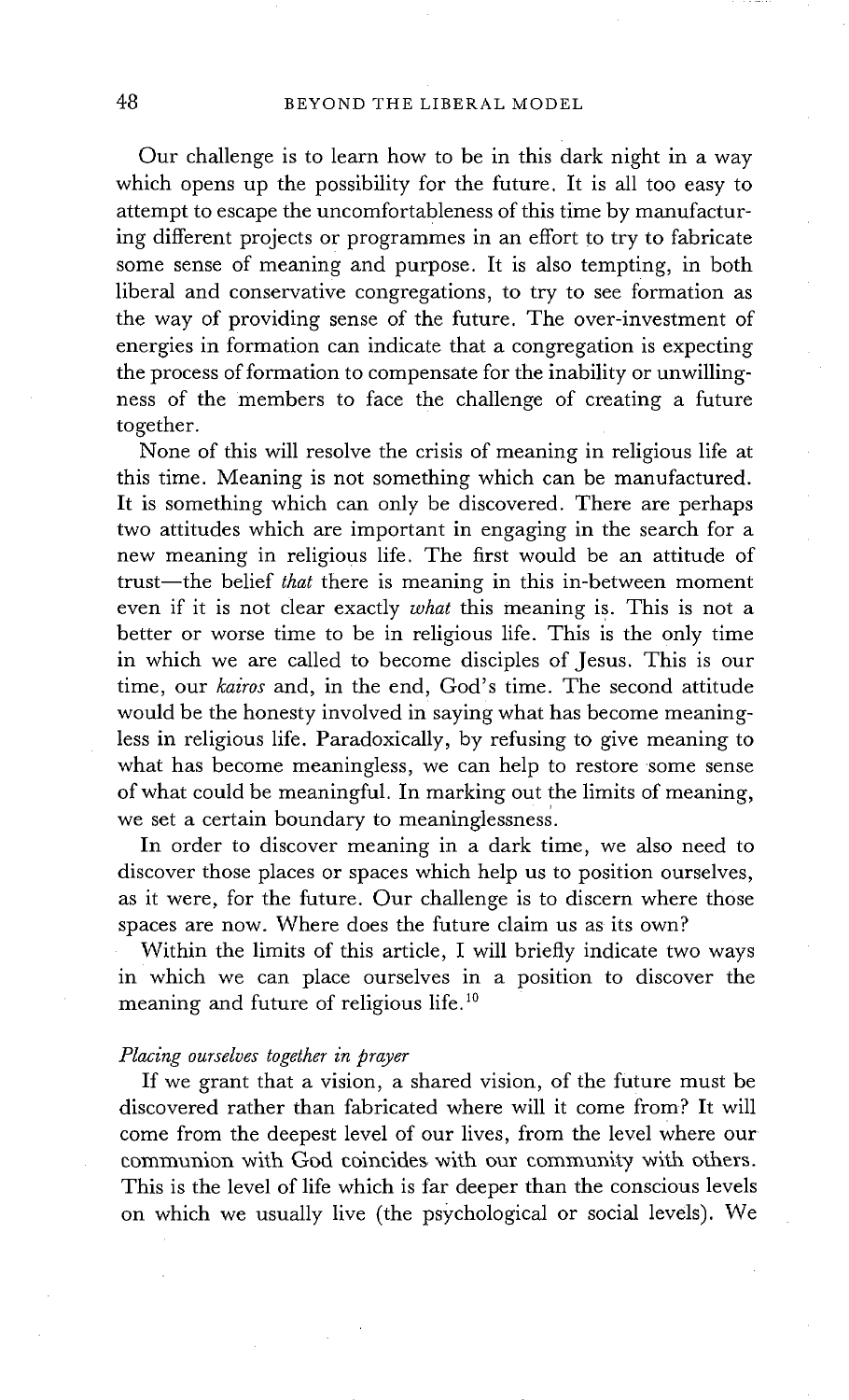Our challenge is to learn how to be in this dark night in a way which opens up the possibility for the future. It is all too easy to attempt to escape the uncomfortableness of this time by manufacturing different projects or programmes in an effort to try to fabricate some sense of meaning and purpose. It is also tempting, in both liberal and conservative congregations, to try to see formation as the way of providing sense of the future. The over-investment of energies in formation can indicate that a congregation is expecting the process of formation to compensate for the inability or unwillingness of the members to face the challenge of creating a future together.

None of this will resolve the crisis of meaning in religious life at this time. Meaning is not something which can be manufactured. It is something which can only be discovered. There are perhaps two attitudes which are important in engaging in the search for a new meaning in religious life. The first would be an attitude of trust—the belief *that* there is meaning in this in-between moment even if it is not clear exactly *what* this meaning is. This is not a better or worse time to be in religious life. This is the only time in which we are called to become disciples of Jesus. This is our time, our *kairos* and, in the end, God's time. The second attitude would be the honesty involved in saying what has become meaningless in religious life. Paradoxically, by refusing to give meaning to what has become meaningless, we can help to restore some sense of what could be meaningful. In marking out the limits of meaning, we set a certain boundary to meaninglessness.

In order to discover meaning in a dark time, we also need to discover those places or spaces which help us to position ourselves, as it were, for the future. Our challenge is to discern where those spaces are now. Where does the future claim us as its own?

Within the limits of this article, I will briefly indicate two ways in which we can place ourselves in a position to discover the meaning and future of religious life.[10]

*Placing ourselves together in prayer*

If we grant that a vision, a shared vision, of the future must be discovered rather than fabricated where will it come from? It will come from the deepest level of our lives, from the level where our communion with God coincides with our community with others. This is the level of life which is far deeper than the conscious levels on which we usually live (the psychological or social levels). We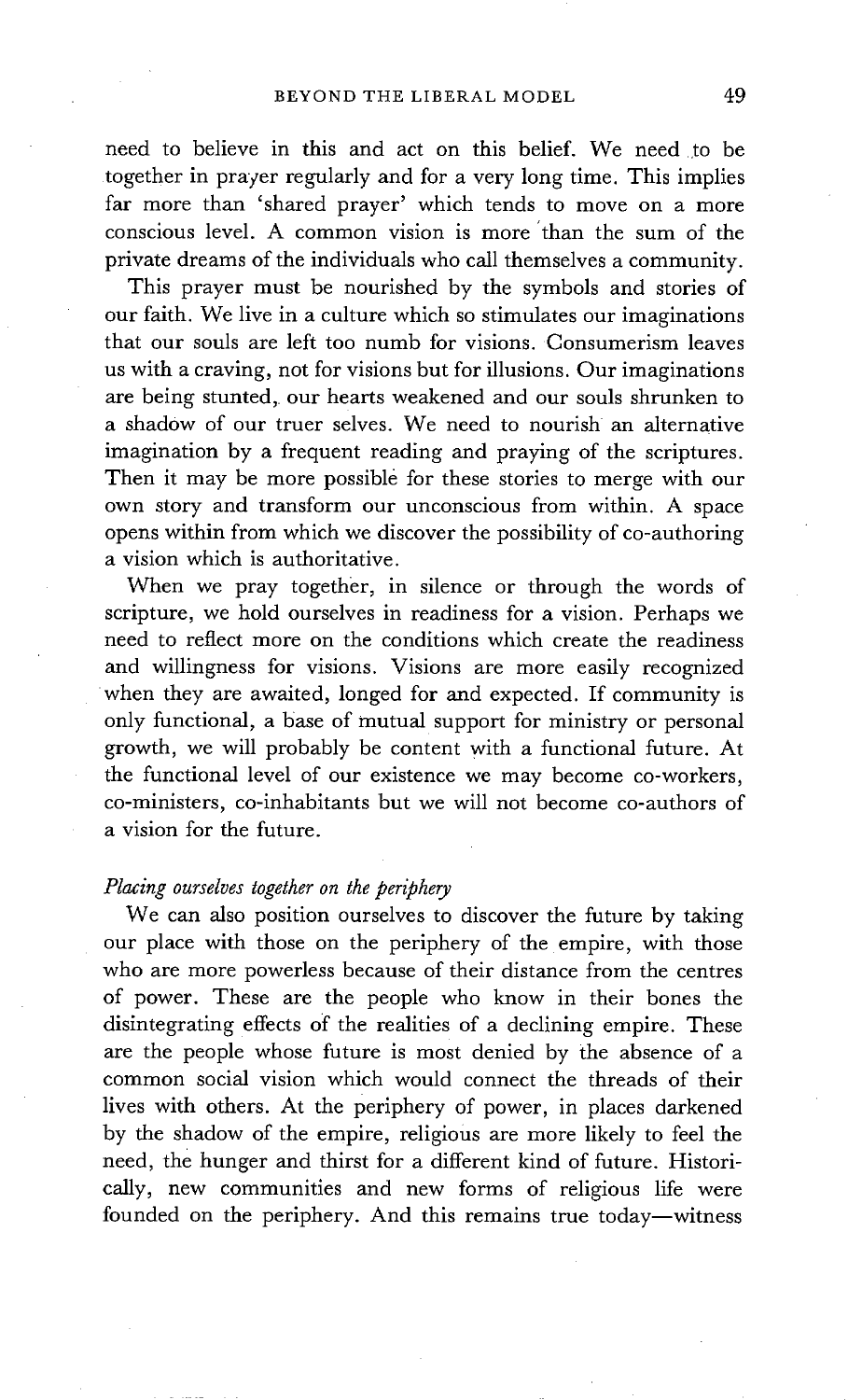need to believe in this and act on this belief. We need to be together in prayer regularly and for a very long time. This implies far more than 'shared prayer' which tends to move on a more conscious level. A common vision is more than the sum of the private dreams of the individuals who call themselves a community.

This prayer must be nourished by the symbols and stories of our faith. We live in a culture which so stimulates our imaginations that our souls are left too numb for visions. Consumerism leaves us with a craving, not for visions but for illusions. Our imaginations are being stunted, our hearts weakened and our souls shrunken to a shadow of our truer selves. We need to nourish an alternative imagination by a frequent reading and praying of the scriptures. Then it may be more possible for these stories to merge with our own story and transform our unconscious from within. A space opens within from which we discover the possibility of co-authoring a vision which is authoritative.

When we pray together, in silence or through the words of scripture, we hold ourselves in readiness for a vision. Perhaps we need to reflect more on the conditions which create the readiness and willingness for visions. Visions are more easily recognized when they are awaited, longed for and expected. If community is only functional, a base of mutual support for ministry or personal growth, we will probably be content with a functional future. At the functional level of our existence we may become co-workers, co-ministers, co-inhabitants but we will not become co-authors of a vision for the future.

*Placing ourselves together on the periphery*

We can also position ourselves to discover the future by taking our place with those on the periphery of the empire, with those who are more powerless because of their distance from the centres of power. These are the people who know in their bones the disintegrating effects of the realities of a declining empire. These are the people whose future is most denied by the absence of a common social vision which would connect the threads of their lives with others. At the periphery of power, in places darkened by the shadow of the empire, religious are more likely to feel the need, the hunger and thirst for a different kind of future. Historically, new communities and new forms of religious life were founded on the periphery. And this remains true today—witness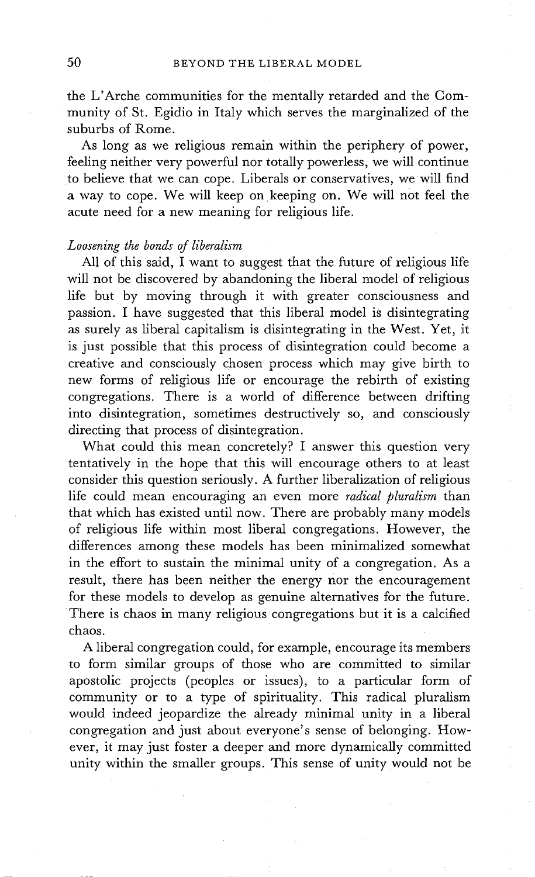the L'Arche communities for the mentally retarded and the Community of St. Egidio in Italy which serves the marginalized of the suburbs of Rome.

As long as we religious remain within the periphery of power, feeling neither very powerful nor totally powerless, we will continue to believe that we can cope. Liberals or conservatives, we will find a way to cope. We will keep on keeping on. We will not feel the acute need for a new meaning for religious life.

*Loosening the bonds of liberalism*

All of this said, I want to suggest that the future of religious life will not be discovered by abandoning the liberal model of religious life but by moving through it with greater consciousness and passion. I have suggested that this liberal model is disintegrating as surely as liberal capitalism is disintegrating in the West. Yet, it is just possible that this process of disintegration could become a creative and consciously chosen process which may give birth to new forms of religious life or encourage the rebirth of existing congregations. There is a world of difference between drifting into disintegration, sometimes destructively so, and consciously directing that process of disintegration.

What could this mean concretely? I answer this question very tentatively in the hope that this will encourage others to at least consider this question seriously. A further liberalization of religious life could mean encouraging an even more *radical pluralism* than that which has existed until now. There are probably many models of religious life within most liberal congregations. However, the differences among these models has been minimalized somewhat in the effort to sustain the minimal unity of a congregation. As a result, there has been neither the energy nor the encouragement for these models to develop as genuine alternatives for the future. There is chaos in many religious congregations but it is a calcified chaos.

A liberal congregation could, for example, encourage its members to form similar groups of those who are committed to similar apostolic projects (peoples or issues), to a particular form of community or to a type of spirituality. This radical pluralism would indeed jeopardize the already minimal unity in a liberal congregation and just about everyone's sense of belonging. However, it may just foster a deeper and more dynamically committed unity within the smaller groups. This sense of unity would not be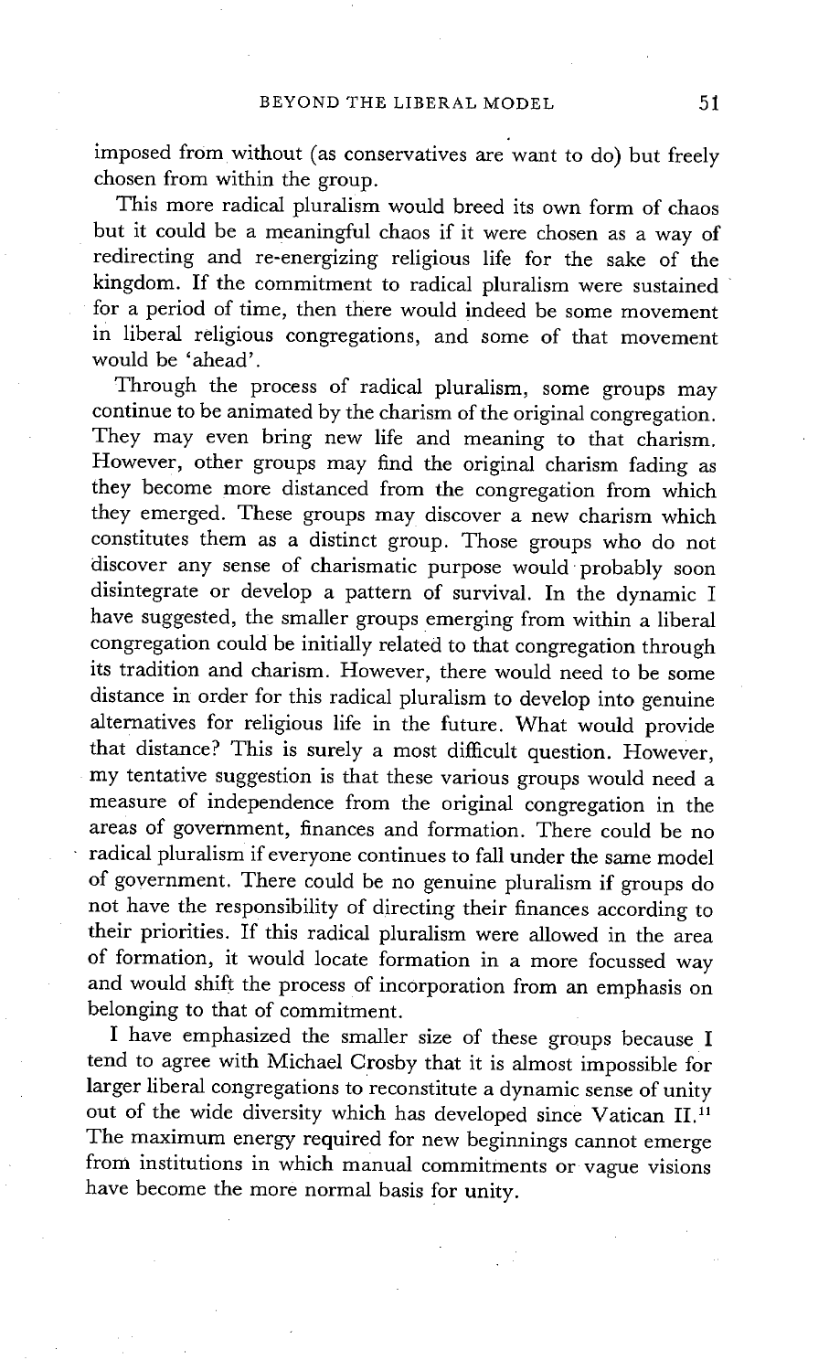imposed from without (as conservatives are want to do) but freely chosen from within the group.

This more radical pluralism would breed its own form of chaos but it could be a meaningful chaos if it were chosen as a way of redirecting and re-energizing religious life for the sake of the kingdom. If the commitment to radical pluralism were sustained for a period of time, then there would indeed be some movement in liberal religious congregations, and some of that movement would be 'ahead'.

Through the process of radical pluralism, some groups may continue to be animated by the charism of the original congregation. They may even bring new life and meaning to that charism. However, other groups may find the original charism fading as they become more distanced from the congregation from which they emerged. These groups may discover a new charism which constitutes them as a distinct group. Those groups who do not discover any sense of charismatic purpose would probably soon disintegrate or develop a pattern of survival. In the dynamic I have suggested, the smaller groups emerging from within a liberal congregation could be initially related to that congregation through its tradition and charism. However, there would need to be some distance in order for this radical pluralism to develop into genuine alternatives for religious life in the future. What would provide that distance? This is surely a most difficult question. However, my tentative suggestion is that these various groups would need a measure of independence from the original congregation in the areas of government, finances and formation. There could be no radical pluralism if everyone continues to fall under the same model of government. There could be no genuine pluralism if groups do not have the responsibility of directing their finances according to their priorities. If this radical pluralism were allowed in the area of formation, it would locate formation in a more focussed way and would shift the process of incorporation from an emphasis on belonging to that of commitment.

I have emphasized the smaller size of these groups because I tend to agree with Michael Crosby that it is almost impossible for larger liberal congregations to reconstitute a dynamic sense of unity out of the wide diversity which has developed since Vatican II.[11] The maximum energy required for new beginnings cannot emerge from institutions in which manual commitments or vague visions have become the more normal basis for unity.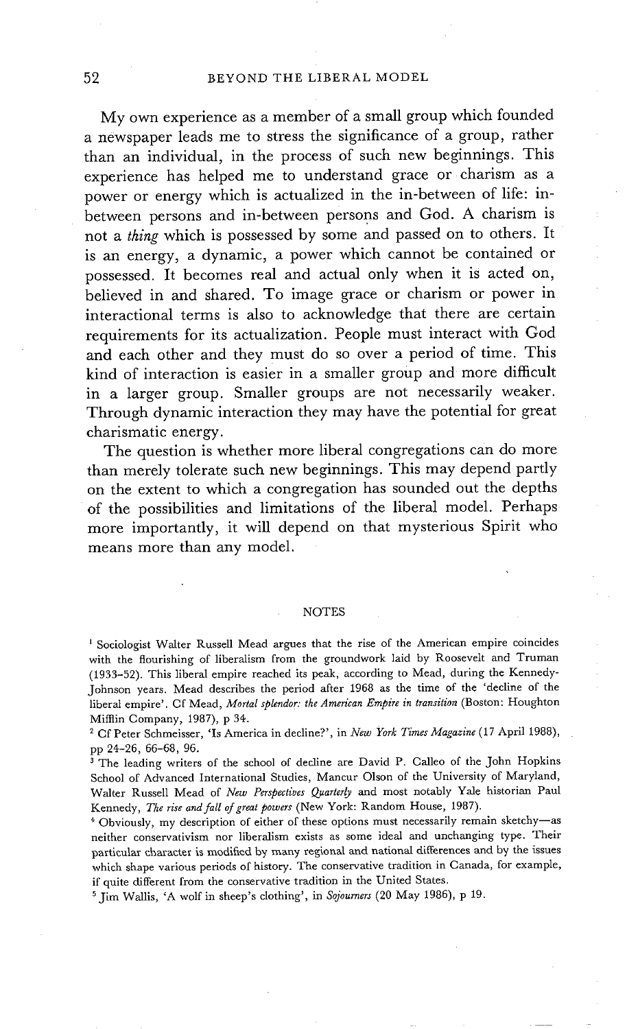My own experience as a member of a small group which founded a newspaper leads me to stress the significance of a group, rather than an individual, in the process of such new beginnings. This experience has helped me to understand grace or charism as a power or energy which is actualized in the in-between of life: in-between persons and in-between persons and God. A charism is not a *thing* which is possessed by some and passed on to others. It is an energy, a dynamic, a power which cannot be contained or possessed. It becomes real and actual only when it is acted on, believed in and shared. To image grace or charism or power in interactional terms is also to acknowledge that there are certain requirements for its actualization. People must interact with God and each other and they must do so over a period of time. This kind of interaction is easier in a smaller group and more difficult in a larger group. Smaller groups are not necessarily weaker. Through dynamic interaction they may have the potential for great charismatic energy.

The question is whether more liberal congregations can do more than merely tolerate such new beginnings. This may depend partly on the extent to which a congregation has sounded out the depths of the possibilities and limitations of the liberal model. Perhaps more importantly, it will depend on that mysterious Spirit who means more than any model.

## NOTES

[1] Sociologist Walter Russell Mead argues that the rise of the American empire coincides with the flourishing of liberalism from the groundwork laid by Roosevelt and Truman (1933–52). This liberal empire reached its peak, according to Mead, during the Kennedy-Johnson years. Mead describes the period after 1968 as the time of the 'decline of the liberal empire'. Cf Mead, *Mortal splendor: the American Empire in transition* (Boston: Houghton Mifflin Company, 1987), p 34.

[2] Cf Peter Schmeisser, 'Is America in decline?', in *New York Times Magazine* (17 April 1988), pp 24–26, 66–68, 96.

[3] The leading writers of the school of decline are David P. Calleo of the John Hopkins School of Advanced International Studies, Mancur Olson of the University of Maryland, Walter Russell Mead of *New Perspectives Quarterly* and most notably Yale historian Paul Kennedy, *The rise and fall of great powers* (New York: Random House, 1987).

[4] Obviously, my description of either of these options must necessarily remain sketchy—as neither conservativism nor liberalism exists as some ideal and unchanging type. Their particular character is modified by many regional and national differences and by the issues which shape various periods of history. The conservative tradition in Canada, for example, if quite different from the conservative tradition in the United States.

[5] Jim Wallis, 'A wolf in sheep's clothing', in *Sojourners* (20 May 1986), p 19.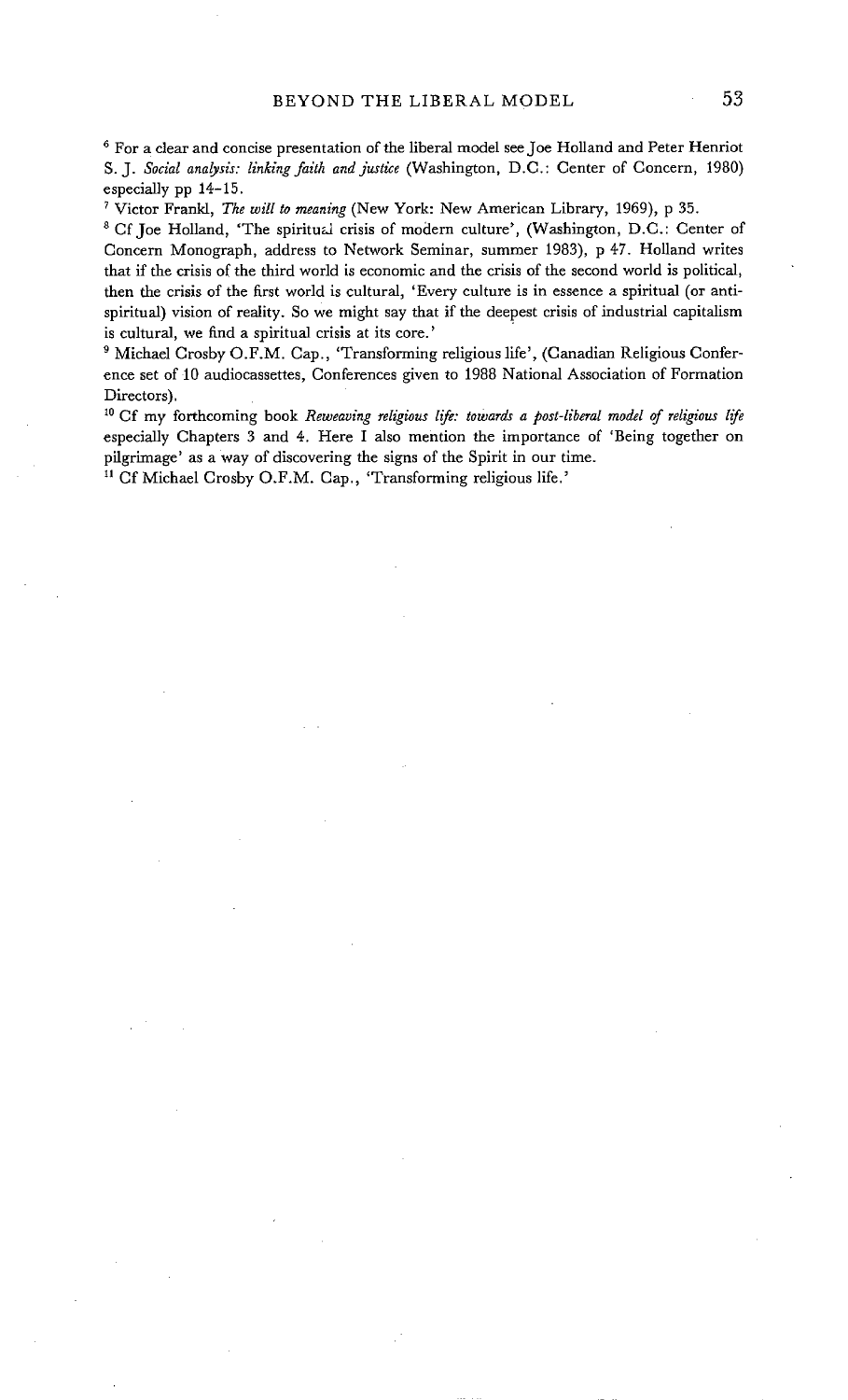[6] For a clear and concise presentation of the liberal model see Joe Holland and Peter Henriot S. J. *Social analysis: linking faith and justice* (Washington, D.C.: Center of Concern, 1980) especially pp 14–15.

[7] Victor Frankl, *The will to meaning* (New York: New American Library, 1969), p 35.

[8] Cf Joe Holland, 'The spiritual crisis of modern culture', (Washington, D.C.: Center of Concern Monograph, address to Network Seminar, summer 1983), p 47. Holland writes that if the crisis of the third world is economic and the crisis of the second world is political, then the crisis of the first world is cultural, 'Every culture is in essence a spiritual (or anti-spiritual) vision of reality. So we might say that if the deepest crisis of industrial capitalism is cultural, we find a spiritual crisis at its core.'

[9] Michael Crosby O.F.M. Cap., 'Transforming religious life', (Canadian Religious Conference set of 10 audiocassettes, Conferences given to 1988 National Association of Formation Directors).

[10] Cf my forthcoming book *Reweaving religious life: towards a post-liberal model of religious life* especially Chapters 3 and 4. Here I also mention the importance of 'Being together on pilgrimage' as a way of discovering the signs of the Spirit in our time.

[11] Cf Michael Crosby O.F.M. Cap., 'Transforming religious life.'